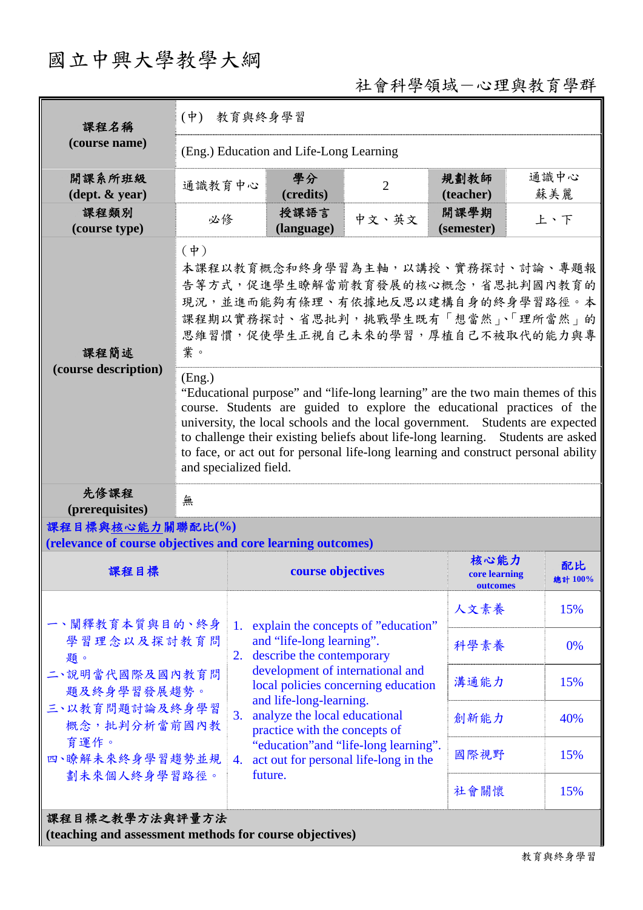# 國立中興大學教學大綱

社會科學領域－心理與教育學群

| 課程名稱<br>(course name) | (中) 教育與終身學習 | | | | |
|---|---|---|---|---|---|
| | (Eng.) Education and Life-Long Learning | | | | |
| 開課系所班級<br>(dept. & year) | 通識教育中心 | 學分<br>(credits) | 2 | 規劃教師<br>(teacher) | 通識中心<br>蘇美麗 |
| 課程類別<br>(course type) | 必修 | 授課語言<br>(language) | 中文、英文 | 開課學期<br>(semester) | 上、下 |
| 課程簡述<br>(course description) | (中)<br>本課程以教育概念和終身學習為主軸，以講授、實務探討、討論、專題報告等方式，促進學生瞭解當前教育發展的核心概念，省思批判國內教育的現況，並進而能夠有條理、有依據地反思以建構自身的終身學習路徑。本課程期以實務探討、省思批判，挑戰學生既有「想當然」、「理所當然」的思維習慣，促使學生正視自己未來的學習，厚植自己不被取代的能力與專業。 | | | | |
| | (Eng.)<br>"Educational purpose" and "life-long learning" are the two main themes of this course. Students are guided to explore the educational practices of the university, the local schools and the local government. Students are expected to challenge their existing beliefs about life-long learning. Students are asked to face, or act out for personal life-long learning and construct personal ability and specialized field. | | | | |
| 先修課程<br>(prerequisites) | 無 | | | | |

**課程目標與核心能力關聯配比(%)**
**(relevance of course objectives and core learning outcomes)**

| 課程目標 | course objectives | 核心能力<br>core learning outcomes | 配比<br>總計 100% |
|---|---|---|---|
| 一、闡釋教育本質與目的、終身學習理念以及探討教育問題。<br>二、說明當代國際及國內教育問題及終身學習發展趨勢。<br>三、以教育問題討論及終身學習概念，批判分析當前國內教育運作。<br>四、瞭解未來終身學習趨勢並規劃未來個人終身學習路徑。 | 1. explain the concepts of "education" and "life-long learning".<br>2. describe the contemporary development of international and local policies concerning education and life-long-learning.<br>3. analyze the local educational practice with the concepts of "education"and "life-long learning".<br>4. act out for personal life-long in the future. | 人文素養 | 15% |
| | | 科學素養 | 0% |
| | | 溝通能力 | 15% |
| | | 創新能力 | 40% |
| | | 國際視野 | 15% |
| | | 社會關懷 | 15% |

**課程目標之教學方法與評量方法**
**(teaching and assessment methods for course objectives)**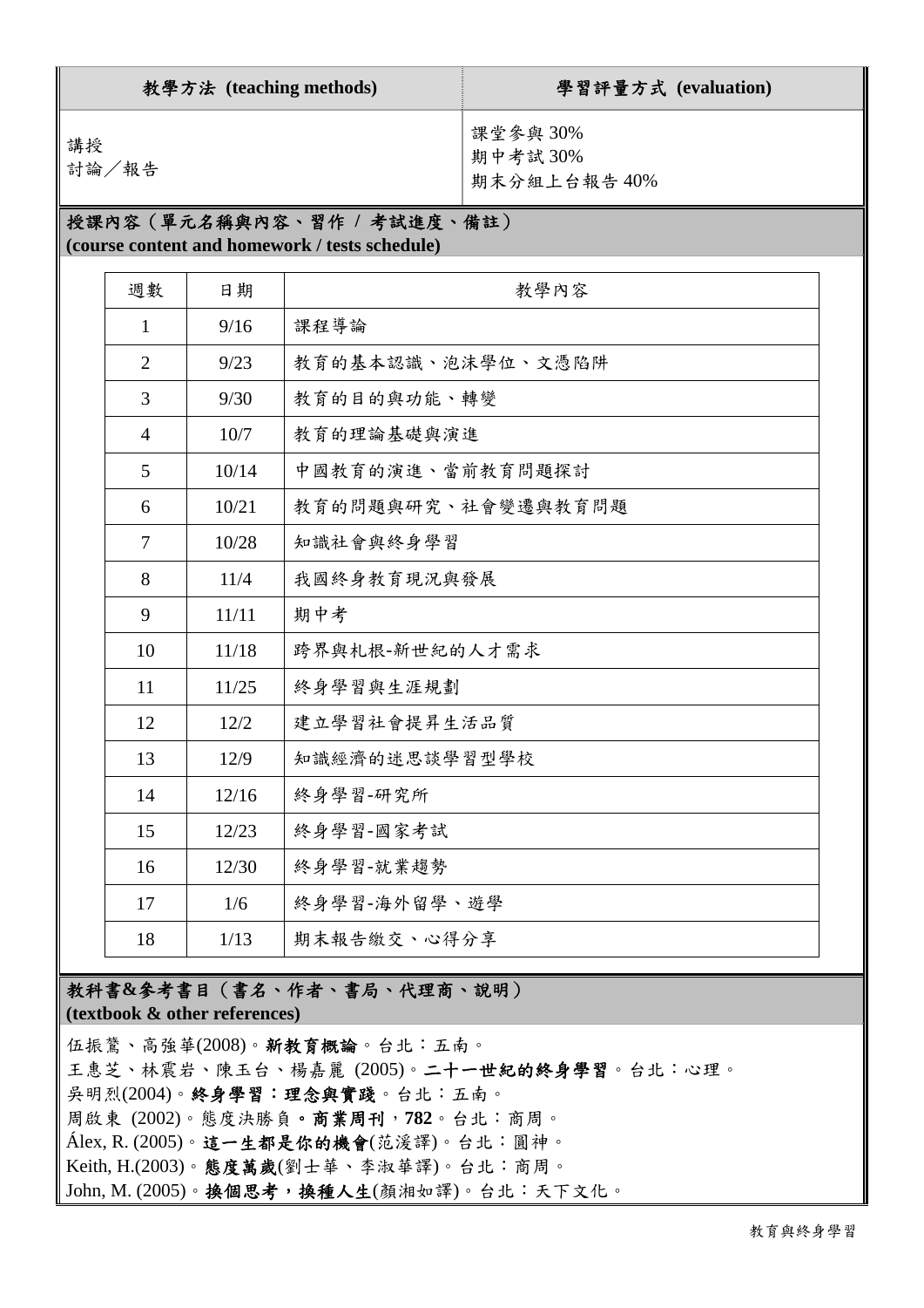| 教學方法 (teaching methods) | 學習評量方式 (evaluation) |
|---|---|
| 講授<br>討論／報告 | 課堂參與 30%<br>期中考試 30%<br>期末分組上台報告 40% |

## 授課內容（單元名稱與內容、習作 / 考試進度、備註）
**(course content and homework / tests schedule)**

| 週數 | 日期 | 教學內容 |
|---|---|---|
| 1 | 9/16 | 課程導論 |
| 2 | 9/23 | 教育的基本認識、泡沫學位、文憑陷阱 |
| 3 | 9/30 | 教育的目的與功能、轉變 |
| 4 | 10/7 | 教育的理論基礎與演進 |
| 5 | 10/14 | 中國教育的演進、當前教育問題探討 |
| 6 | 10/21 | 教育的問題與研究、社會變遷與教育問題 |
| 7 | 10/28 | 知識社會與終身學習 |
| 8 | 11/4 | 我國終身教育現況與發展 |
| 9 | 11/11 | 期中考 |
| 10 | 11/18 | 跨界與札根-新世紀的人才需求 |
| 11 | 11/25 | 終身學習與生涯規劃 |
| 12 | 12/2 | 建立學習社會提昇生活品質 |
| 13 | 12/9 | 知識經濟的迷思談學習型學校 |
| 14 | 12/16 | 終身學習-研究所 |
| 15 | 12/23 | 終身學習-國家考試 |
| 16 | 12/30 | 終身學習-就業趨勢 |
| 17 | 1/6 | 終身學習-海外留學、遊學 |
| 18 | 1/13 | 期末報告繳交、心得分享 |

## 教科書&參考書目（書名、作者、書局、代理商、說明）
**(textbook & other references)**

伍振鷟、高強華(2008)。**新教育概論**。台北：五南。
王惠芝、林震岩、陳玉台、楊嘉麗 (2005)。**二十一世紀的終身學習**。台北：心理。
吳明烈(2004)。**終身學習：理念與實踐**。台北：五南。
周啟東 (2002)。態度決勝負**。商業周刊，782**。台北：商周。
Álex, R. (2005)。**這一生都是你的機會**(范湲譯)。台北：圓神。
Keith, H.(2003)。**態度萬歲**(劉士華、李淑華譯)。台北：商周。
John, M. (2005)。**換個思考，換種人生**(顏湘如譯)。台北：天下文化。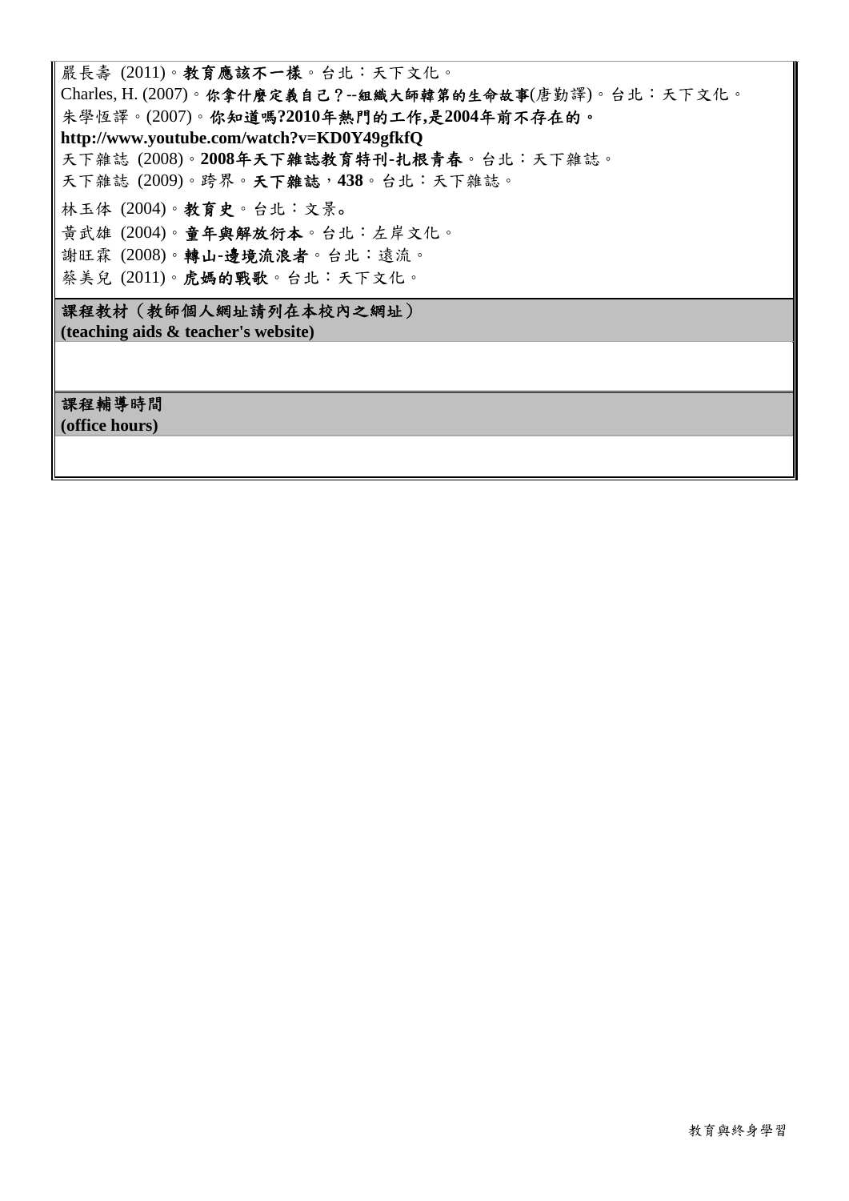嚴長壽 (2011)。**教育應該不一樣**。台北：天下文化。

Charles, H. (2007)。**你拿什麼定義自己？--組織大師韓第的生命故事**(唐勤譯)。台北：天下文化。

朱學恆譯。(2007)。**你知道嗎?2010年熱門的工作,是2004年前不存在的。**

**http://www.youtube.com/watch?v=KD0Y49gfkfQ**

天下雜誌 (2008)。**2008年天下雜誌教育特刊-扎根青春**。台北：天下雜誌。

天下雜誌 (2009)。跨界。**天下雜誌，438**。台北：天下雜誌。

林玉体 (2004)。**教育史**。台北：文景。

黃武雄 (2004)。**童年與解放衍本**。台北：左岸文化。

謝旺霖 (2008)。**轉山-邊境流浪者**。台北：遠流。

蔡美兒 (2011)。**虎媽的戰歌**。台北：天下文化。

| 課程教材（教師個人網址請列在本校內之網址）<br>**(teaching aids & teacher's website)** |
|---|
| |

| 課程輔導時間<br>**(office hours)** |
|---|
| |